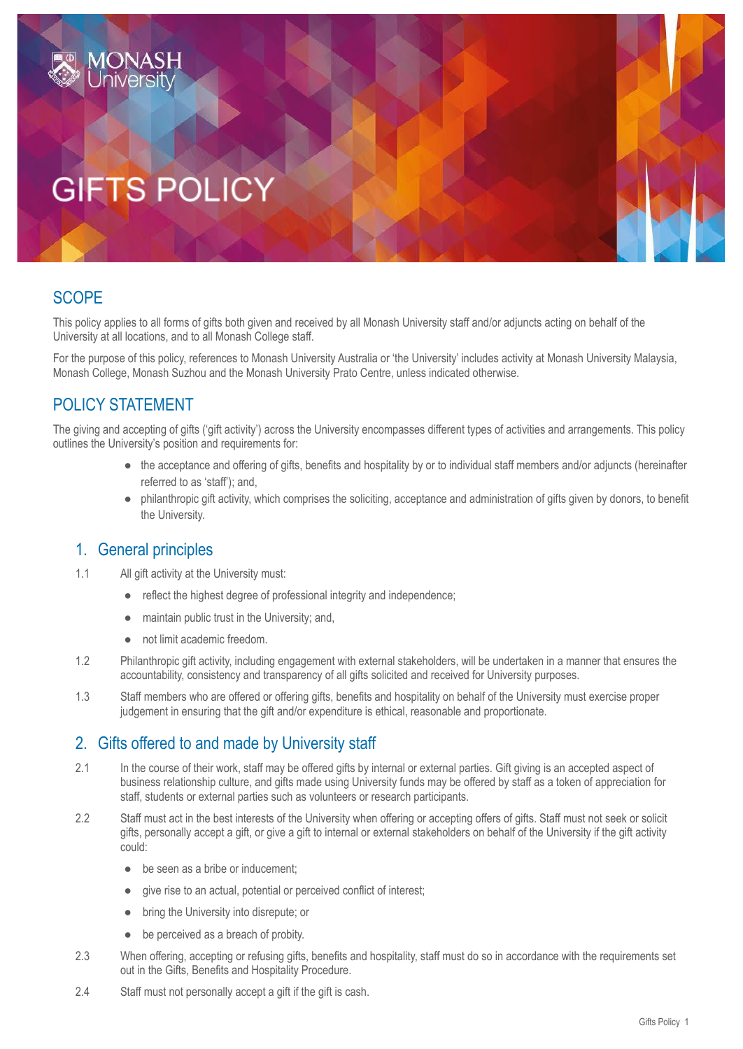# GIFTS POLICY

## SCOPE

This policy applies to all forms of gifts both given and received by all Monash University staff and/or adjuncts acting on behalf of the University at all locations, and to all Monash College staff.

For the purpose of this policy, references to Monash University Australia or 'the University' includes activity at Monash University Malaysia, Monash College, Monash Suzhou and the Monash University Prato Centre, unless indicated otherwise.

## POLICY STATEMENT

The giving and accepting of gifts ('gift activity') across the University encompasses different types of activities and arrangements. This policy outlines the University's position and requirements for:

- the acceptance and offering of gifts, benefits and hospitality by or to individual staff members and/or adjuncts (hereinafter referred to as 'staff'); and,
- philanthropic gift activity, which comprises the soliciting, acceptance and administration of gifts given by donors, to benefit the University.

### 1. General principles

1.1 All gift activity at the University must:

- reflect the highest degree of professional integrity and independence;
- maintain public trust in the University; and,
- not limit academic freedom.

1.2 Philanthropic gift activity, including engagement with external stakeholders, will be undertaken in a manner that ensures the accountability, consistency and transparency of all gifts solicited and received for University purposes.

1.3 Staff members who are offered or offering gifts, benefits and hospitality on behalf of the University must exercise proper judgement in ensuring that the gift and/or expenditure is ethical, reasonable and proportionate.

### 2. Gifts offered to and made by University staff

2.1 In the course of their work, staff may be offered gifts by internal or external parties. Gift giving is an accepted aspect of business relationship culture, and gifts made using University funds may be offered by staff as a token of appreciation for staff, students or external parties such as volunteers or research participants.

2.2 Staff must act in the best interests of the University when offering or accepting offers of gifts. Staff must not seek or solicit gifts, personally accept a gift, or give a gift to internal or external stakeholders on behalf of the University if the gift activity could:

- be seen as a bribe or inducement;
- give rise to an actual, potential or perceived conflict of interest;
- bring the University into disrepute; or
- be perceived as a breach of probity.

2.3 When offering, accepting or refusing gifts, benefits and hospitality, staff must do so in accordance with the requirements set out in the Gifts, Benefits and Hospitality Procedure.

2.4 Staff must not personally accept a gift if the gift is cash.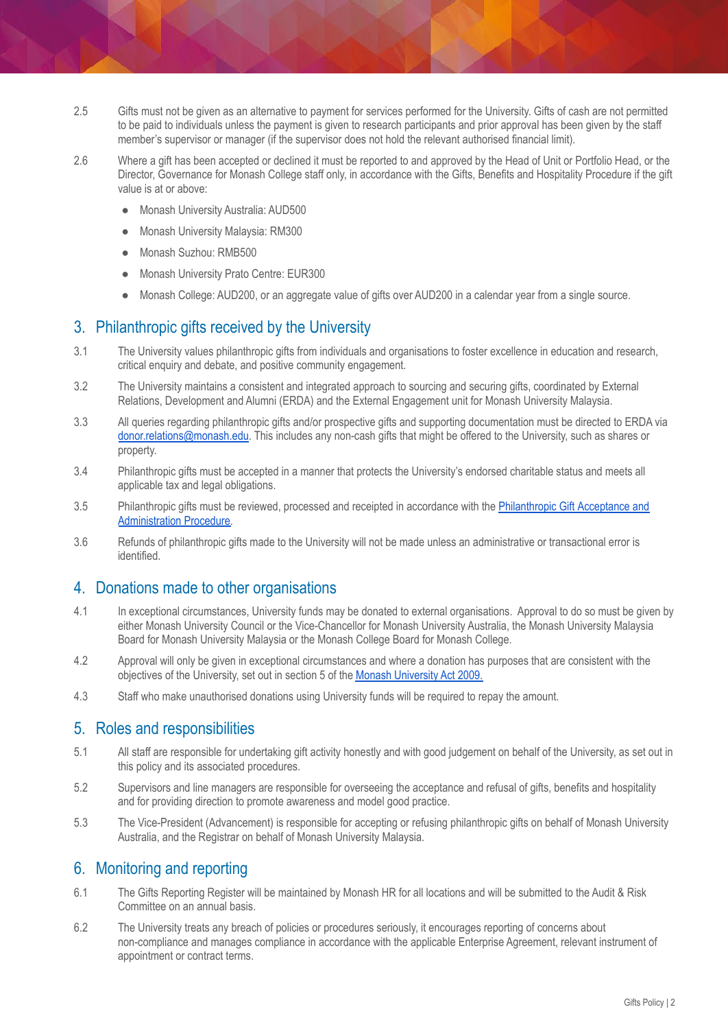2.5 Gifts must not be given as an alternative to payment for services performed for the University. Gifts of cash are not permitted to be paid to individuals unless the payment is given to research participants and prior approval has been given by the staff member's supervisor or manager (if the supervisor does not hold the relevant authorised financial limit).

2.6 Where a gift has been accepted or declined it must be reported to and approved by the Head of Unit or Portfolio Head, or the Director, Governance for Monash College staff only, in accordance with the Gifts, Benefits and Hospitality Procedure if the gift value is at or above:

- Monash University Australia: AUD500
- Monash University Malaysia: RM300
- Monash Suzhou: RMB500
- Monash University Prato Centre: EUR300
- Monash College: AUD200, or an aggregate value of gifts over AUD200 in a calendar year from a single source.

## 3. Philanthropic gifts received by the University

3.1 The University values philanthropic gifts from individuals and organisations to foster excellence in education and research, critical enquiry and debate, and positive community engagement.

3.2 The University maintains a consistent and integrated approach to sourcing and securing gifts, coordinated by External Relations, Development and Alumni (ERDA) and the External Engagement unit for Monash University Malaysia.

3.3 All queries regarding philanthropic gifts and/or prospective gifts and supporting documentation must be directed to ERDA via donor.relations@monash.edu. This includes any non-cash gifts that might be offered to the University, such as shares or property.

3.4 Philanthropic gifts must be accepted in a manner that protects the University's endorsed charitable status and meets all applicable tax and legal obligations.

3.5 Philanthropic gifts must be reviewed, processed and receipted in accordance with the Philanthropic Gift Acceptance and Administration Procedure.

3.6 Refunds of philanthropic gifts made to the University will not be made unless an administrative or transactional error is identified.

## 4. Donations made to other organisations

4.1 In exceptional circumstances, University funds may be donated to external organisations. Approval to do so must be given by either Monash University Council or the Vice-Chancellor for Monash University Australia, the Monash University Malaysia Board for Monash University Malaysia or the Monash College Board for Monash College.

4.2 Approval will only be given in exceptional circumstances and where a donation has purposes that are consistent with the objectives of the University, set out in section 5 of the Monash University Act 2009.

4.3 Staff who make unauthorised donations using University funds will be required to repay the amount.

## 5. Roles and responsibilities

5.1 All staff are responsible for undertaking gift activity honestly and with good judgement on behalf of the University, as set out in this policy and its associated procedures.

5.2 Supervisors and line managers are responsible for overseeing the acceptance and refusal of gifts, benefits and hospitality and for providing direction to promote awareness and model good practice.

5.3 The Vice-President (Advancement) is responsible for accepting or refusing philanthropic gifts on behalf of Monash University Australia, and the Registrar on behalf of Monash University Malaysia.

## 6. Monitoring and reporting

6.1 The Gifts Reporting Register will be maintained by Monash HR for all locations and will be submitted to the Audit & Risk Committee on an annual basis.

6.2 The University treats any breach of policies or procedures seriously, it encourages reporting of concerns about non-compliance and manages compliance in accordance with the applicable Enterprise Agreement, relevant instrument of appointment or contract terms.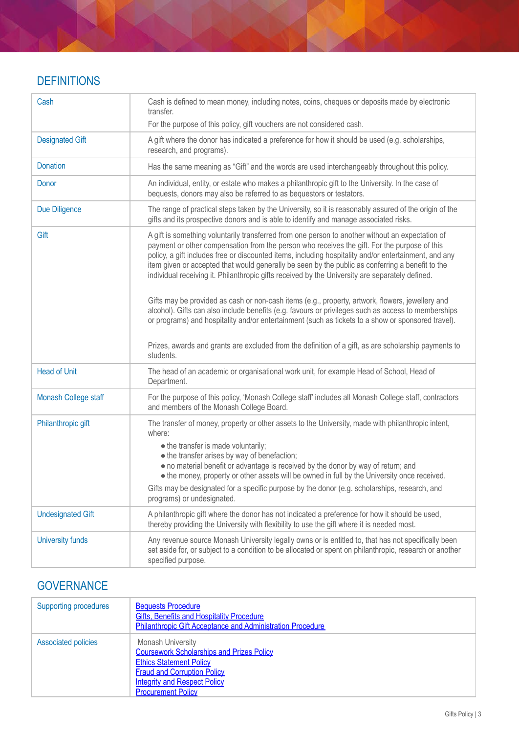## DEFINITIONS

| | |
|---|---|
| Cash | Cash is defined to mean money, including notes, coins, cheques or deposits made by electronic transfer.<br>For the purpose of this policy, gift vouchers are not considered cash. |
| Designated Gift | A gift where the donor has indicated a preference for how it should be used (e.g. scholarships, research, and programs). |
| Donation | Has the same meaning as "Gift" and the words are used interchangeably throughout this policy. |
| Donor | An individual, entity, or estate who makes a philanthropic gift to the University. In the case of bequests, donors may also be referred to as bequestors or testators. |
| Due Diligence | The range of practical steps taken by the University, so it is reasonably assured of the origin of the gifts and its prospective donors and is able to identify and manage associated risks. |
| Gift | A gift is something voluntarily transferred from one person to another without an expectation of payment or other compensation from the person who receives the gift. For the purpose of this policy, a gift includes free or discounted items, including hospitality and/or entertainment, and any item given or accepted that would generally be seen by the public as conferring a benefit to the individual receiving it. Philanthropic gifts received by the University are separately defined.<br><br>Gifts may be provided as cash or non-cash items (e.g., property, artwork, flowers, jewellery and alcohol). Gifts can also include benefits (e.g. favours or privileges such as access to memberships or programs) and hospitality and/or entertainment (such as tickets to a show or sponsored travel).<br><br>Prizes, awards and grants are excluded from the definition of a gift, as are scholarship payments to students. |
| Head of Unit | The head of an academic or organisational work unit, for example Head of School, Head of Department. |
| Monash College staff | For the purpose of this policy, 'Monash College staff' includes all Monash College staff, contractors and members of the Monash College Board. |
| Philanthropic gift | The transfer of money, property or other assets to the University, made with philanthropic intent, where:<br>• the transfer is made voluntarily;<br>• the transfer arises by way of benefaction;<br>• no material benefit or advantage is received by the donor by way of return; and<br>• the money, property or other assets will be owned in full by the University once received.<br>Gifts may be designated for a specific purpose by the donor (e.g. scholarships, research, and programs) or undesignated. |
| Undesignated Gift | A philanthropic gift where the donor has not indicated a preference for how it should be used, thereby providing the University with flexibility to use the gift where it is needed most. |
| University funds | Any revenue source Monash University legally owns or is entitled to, that has not specifically been set aside for, or subject to a condition to be allocated or spent on philanthropic, research or another specified purpose. |

## GOVERNANCE

| | |
|---|---|
| Supporting procedures | Bequests Procedure<br>Gifts, Benefits and Hospitality Procedure<br>Philanthropic Gift Acceptance and Administration Procedure |
| Associated policies | Monash University<br>Coursework Scholarships and Prizes Policy<br>Ethics Statement Policy<br>Fraud and Corruption Policy<br>Integrity and Respect Policy<br>Procurement Policy |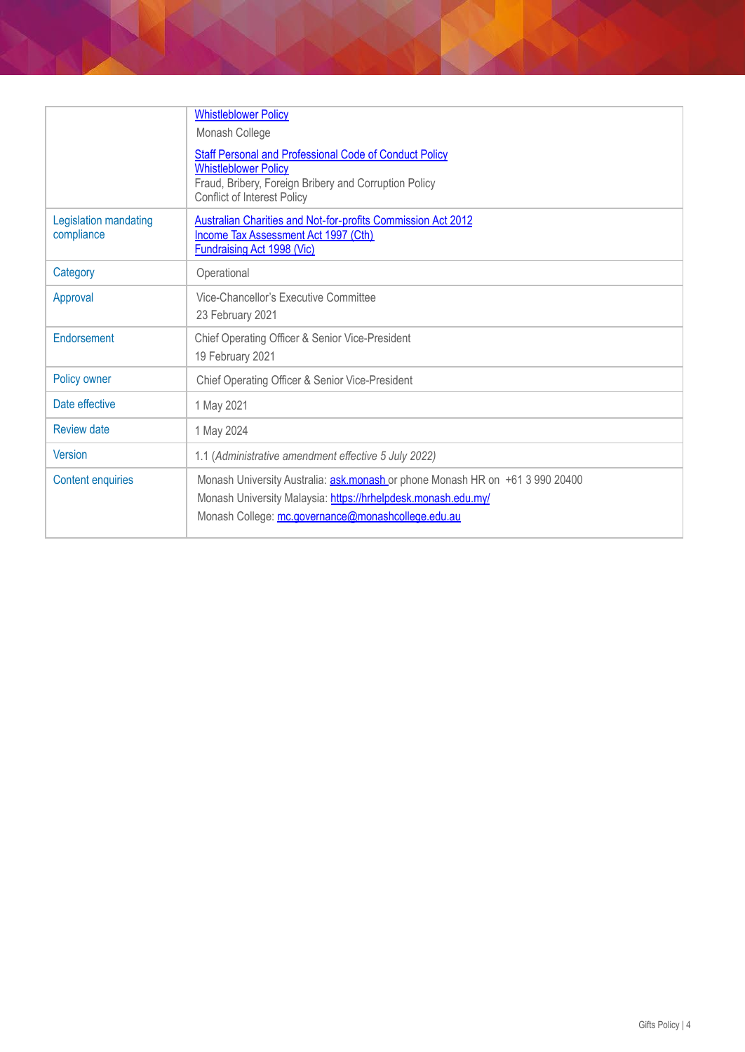| | |
|---|---|
| | Whistleblower Policy<br>Monash College<br>Staff Personal and Professional Code of Conduct Policy<br>Whistleblower Policy<br>Fraud, Bribery, Foreign Bribery and Corruption Policy<br>Conflict of Interest Policy |
| Legislation mandating compliance | Australian Charities and Not-for-profits Commission Act 2012<br>Income Tax Assessment Act 1997 (Cth)<br>Fundraising Act 1998 (Vic) |
| Category | Operational |
| Approval | Vice-Chancellor's Executive Committee<br>23 February 2021 |
| Endorsement | Chief Operating Officer & Senior Vice-President<br>19 February 2021 |
| Policy owner | Chief Operating Officer & Senior Vice-President |
| Date effective | 1 May 2021 |
| Review date | 1 May 2024 |
| Version | 1.1 (*Administrative amendment effective 5 July 2022)* |
| Content enquiries | Monash University Australia: ask.monash or phone Monash HR on +61 3 990 20400<br>Monash University Malaysia: https://hrhelpdesk.monash.edu.my/<br>Monash College: mc.governance@monashcollege.edu.au |